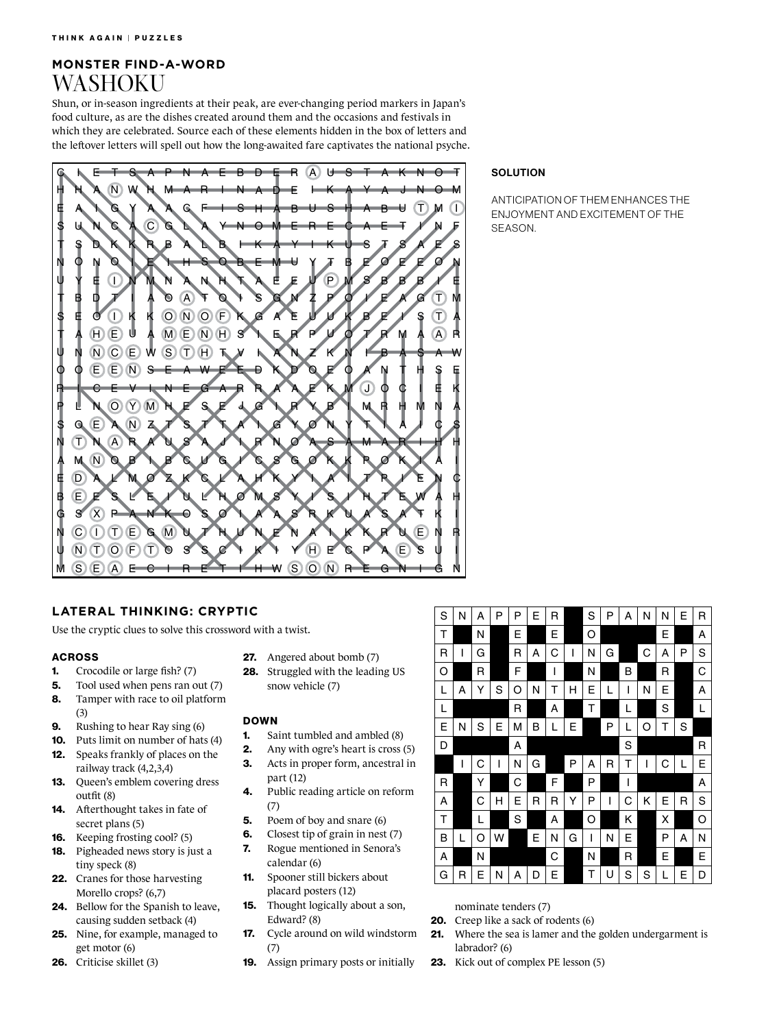## MONSTER FIND-A-WORD

# WASHOKU

Shun, or in-season ingredients at their peak, are ever-changing period markers in Japan's food culture, as are the dishes created around them and the occasions and festivals in which they are celebrated. Source each of these elements hidden in the box of letters and the leftover letters will spell out how the long-awaited fare captivates the national psyche.

| | | | | | | | | | | | | | | | | | | | | | |
|---|---|---|---|---|---|---|---|---|---|---|---|---|---|---|---|---|---|---|---|---|---|
| C | I | E | T | S | A | P | N | A | E | B | D | E | R | A | U | S | T | A | K | N | O | T |
| H | H | A | N | W | H | M | A | R | I | N | A | D | E | I | K | A | Y | A | J | N | O | M |
| E | A | I | G | Y | A | A | C | F | I | S | H | A | B | U | S | H | A | B | U | T | M | I |
| S | U | N | C | A | C | G | L | A | Y | N | O | M | E | R | E | C | A | E | T | I | N | F |
| T | S | D | K | K | R | B | A | L | B | I | K | A | Y | I | K | U | S | T | S | A | E | S |
| N | O | N | O | I | E | I | H | S | O | B | E | M | U | Y | T | B | E | O | E | E | O | N |
| U | Y | E | I | N | M | N | A | N | H | T | A | E | E | U | P | M | S | B | B | B | I | E |
| T | B | D | T | I | A | O | A | T | O | I | S | G | N | Z | P | O | I | E | A | G | T | M |
| S | E | O | I | K | K | O | N | O | F | K | G | A | E | U | U | K | B | E | I | S | T | A |
| T | A | H | E | U | A | M | E | N | H | S | I | E | R | P | U | O | T | R | M | A | A | R |
| U | N | N | C | E | W | S | T | H | T | V | I | A | N | Z | K | N | I | B | A | S | A | W |
| O | O | E | E | N | S | E | A | W | E | E | D | K | D | O | E | O | A | N | T | H | S | E |
| R | I | C | E | V | I | N | E | G | A | R | R | A | A | E | K | M | J | O | C | I | E | K |
| P | L | N | O | Y | M | H | E | S | E | J | G | I | R | Y | B | I | M | R | H | M | N | A |
| S | O | E | A | N | Z | T | S | T | T | A | I | G | Y | O | N | Y | T | I | A | I | C | S |
| N | T | N | A | R | A | U | S | A | J | I | R | N | O | A | S | A | M | A | R | I | H | H |
| A | M | N | O | B | I | B | C | U | G | I | C | S | G | O | K | K | R | O | K | I | A | I |
| E | D | A | L | M | O | Z | K | C | L | A | H | K | Y | I | A | I | T | R | I | E | N | C |
| B | E | E | S | L | E | I | U | L | H | O | M | S | Y | I | S | I | H | T | E | W | A | H |
| G | S | X | P | A | N | K | O | S | O | I | A | A | S | R | K | U | A | S | A | T | K | I |
| N | C | I | T | E | G | M | U | T | H | U | N | E | N | A | I | K | K | R | U | E | N | R |
| U | N | T | O | F | T | O | S | S | C | I | K | I | Y | H | E | C | P | A | E | S | U | I |
| M | S | E | A | E | C | I | R | E | T | I | H | W | S | O | N | R | E | G | N | I | G | N |

**SOLUTION**

ANTICIPATION OF THEM ENHANCES THE ENJOYMENT AND EXCITEMENT OF THE SEASON.

## LATERAL THINKING: CRYPTIC

Use the cryptic clues to solve this crossword with a twist.

### ACROSS

1. Crocodile or large fish? (7)
5. Tool used when pens ran out (7)
8. Tamper with race to oil platform (3)
9. Rushing to hear Ray sing (6)
10. Puts limit on number of hats (4)
12. Speaks frankly of places on the railway track (4,2,3,4)
13. Queen's emblem covering dress outfit (8)
14. Afterthought takes in fate of secret plans (5)
16. Keeping frosting cool? (5)
18. Pigheaded news story is just a tiny speck (8)
22. Cranes for those harvesting Morello crops? (6,7)
24. Bellow for the Spanish to leave, causing sudden setback (4)
25. Nine, for example, managed to get motor (6)
26. Criticise skillet (3)
27. Angered about bomb (7)
28. Struggled with the leading US snow vehicle (7)

### DOWN

1. Saint tumbled and ambled (8)
2. Any with ogre's heart is cross (5)
3. Acts in proper form, ancestral in part (12)
4. Public reading article on reform (7)
5. Poem of boy and snare (6)
6. Closest tip of grain in nest (7)
7. Rogue mentioned in Senora's calendar (6)
11. Spooner still bickers about placard posters (12)
15. Thought logically about a son, Edward? (8)
17. Cycle around on wild windstorm (7)
19. Assign primary posts or initially nominate tenders (7)
20. Creep like a sack of rodents (6)
21. Where the sea is lamer and the golden undergarment is labrador? (6)
23. Kick out of complex PE lesson (5)

| | | | | | | | | | | | | | | |
|---|---|---|---|---|---|---|---|---|---|---|---|---|---|---|
| S | N | A | P | P | E | R | | S | P | A | N | N | E | R |
| T | | N | | E | | E | | O | | | | E | | A |
| R | I | G | | R | A | C | I | N | G | | C | A | P | S |
| O | | R | | F | | I | | N | | B | | R | | C |
| L | A | Y | S | O | N | T | H | E | L | I | N | E | | A |
| L | | | | R | | A | | T | | L | | S | | L |
| E | N | S | E | M | B | L | E | | P | L | O | T | S | |
| D | | | | A | | | | | | S | | | | R |
| | I | C | I | N | G | | P | A | R | T | I | C | L | E |
| R | | Y | | C | | F | | P | | I | | | | A |
| A | | C | H | E | R | R | Y | P | I | C | K | E | R | S |
| T | | L | | S | | A | | O | | K | | X | | O |
| B | L | O | W | | E | N | G | I | N | E | | P | A | N |
| A | | N | | | | C | | N | | R | | E | | E |
| G | R | E | N | A | D | E | | T | U | S | S | L | E | D |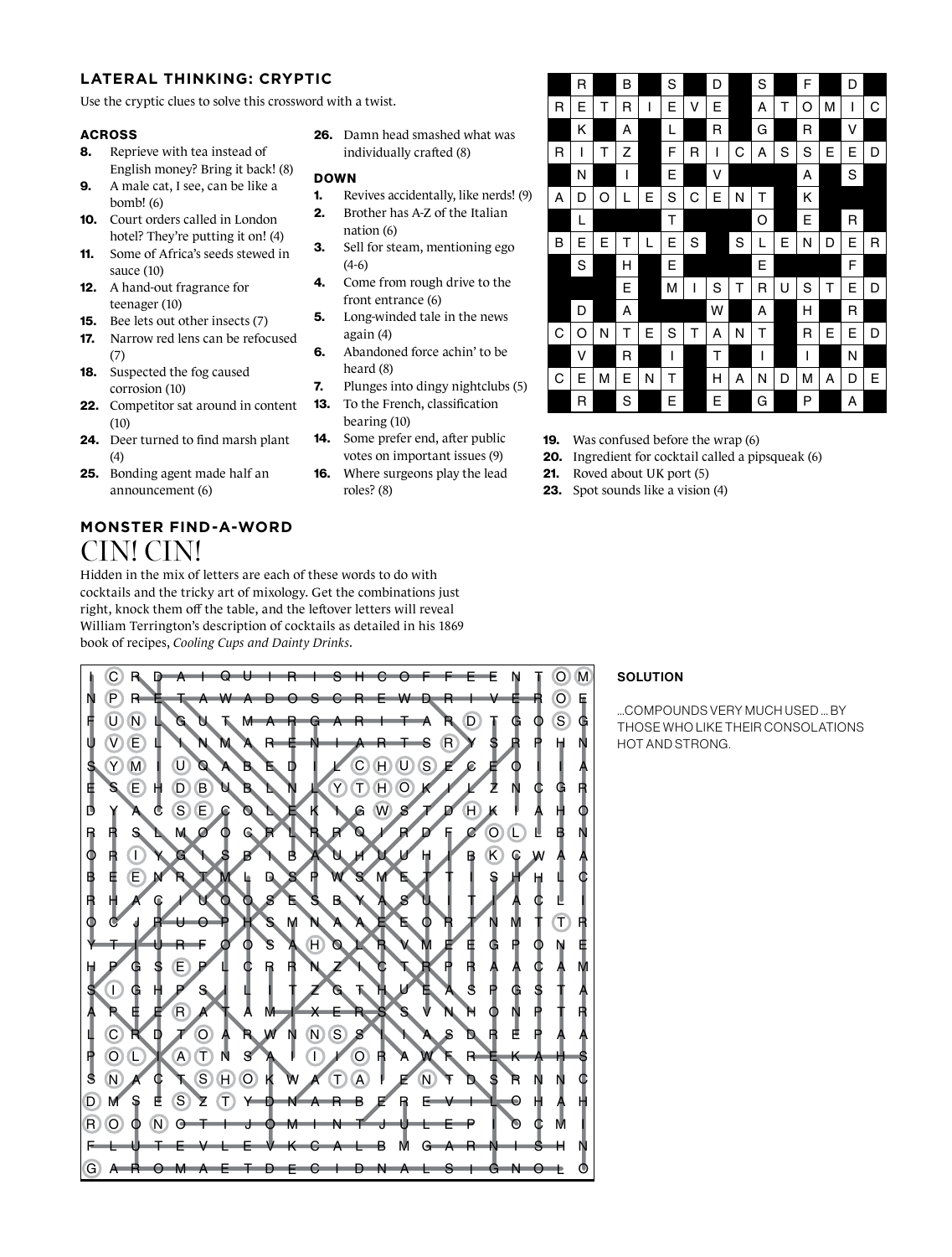## LATERAL THINKING: CRYPTIC

Use the cryptic clues to solve this crossword with a twist.

### ACROSS

- **8.** Reprieve with tea instead of English money? Bring it back! (8)
- **9.** A male cat, I see, can be like a bomb! (6)
- **10.** Court orders called in London hotel? They're putting it on! (4)
- **11.** Some of Africa's seeds stewed in sauce (10)
- **12.** A hand-out fragrance for teenager (10)
- **15.** Bee lets out other insects (7)
- **17.** Narrow red lens can be refocused (7)
- **18.** Suspected the fog caused corrosion (10)
- **22.** Competitor sat around in content (10)
- **24.** Deer turned to find marsh plant (4)
- **25.** Bonding agent made half an announcement (6)
- **26.** Damn head smashed what was individually crafted (8)

### DOWN

- **1.** Revives accidentally, like nerds! (9)
- **2.** Brother has A-Z of the Italian nation (6)
- **3.** Sell for steam, mentioning ego (4-6)
- **4.** Come from rough drive to the front entrance (6)
- **5.** Long-winded tale in the news again (4)
- **6.** Abandoned force achin' to be heard (8)
- **7.** Plunges into dingy nightclubs (5)
- **13.** To the French, classification bearing (10)
- **14.** Some prefer end, after public votes on important issues (9)
- **16.** Where surgeons play the lead roles? (8)
- **19.** Was confused before the wrap (6)
- **20.** Ingredient for cocktail called a pipsqueak (6)
- **21.** Roved about UK port (5)
- **23.** Spot sounds like a vision (4)

| | | | | | | | | | | | | | | |
|---|---|---|---|---|---|---|---|---|---|---|---|---|---|---|
| ■ | R | ■ | B | ■ | S | ■ | D | ■ | S | ■ | F | ■ | D | ■ |
| R | E | T | R | I | E | V | E | ■ | A | T | O | M | I | C |
| ■ | K | ■ | A | ■ | L | ■ | R | ■ | G | ■ | R | ■ | V | ■ |
| R | I | T | Z | ■ | F | R | I | C | A | S | S | E | E | D |
| ■ | N | ■ | I | ■ | E | ■ | V | ■ | ■ | ■ | A | ■ | S | ■ |
| A | D | O | L | E | S | C | E | N | T | ■ | K | ■ | ■ | ■ |
| ■ | L | ■ | ■ | ■ | T | ■ | ■ | ■ | O | ■ | E | ■ | R | ■ |
| B | E | E | T | L | E | S | ■ | S | L | E | N | D | E | R |
| ■ | S | ■ | H | ■ | E | ■ | ■ | ■ | E | ■ | ■ | ■ | F | ■ |
| ■ | ■ | ■ | E | ■ | M | I | S | T | R | U | S | T | E | D |
| ■ | D | ■ | A | ■ | ■ | ■ | W | ■ | A | ■ | H | ■ | R | ■ |
| C | O | N | T | E | S | T | A | N | T | ■ | R | E | E | D |
| ■ | V | ■ | R | ■ | I | ■ | T | ■ | I | ■ | I | ■ | N | ■ |
| C | E | M | E | N | T | ■ | H | A | N | D | M | A | D | E |
| ■ | R | ■ | S | ■ | E | ■ | E | ■ | G | ■ | P | ■ | A | ■ |

## MONSTER FIND-A-WORD

# CIN! CIN!

Hidden in the mix of letters are each of these words to do with cocktails and the tricky art of mixology. Get the combinations just right, knock them off the table, and the leftover letters will reveal William Terrington's description of cocktails as detailed in his 1869 book of recipes, *Cooling Cups and Dainty Drinks*.

```
I C R D A I Q U I R I S H C O F F E E N T O M
N P R E T A W A D O S C R E W D R I V E R O E
F U N L G U T M A R G A R I T A R D T G O S G
U V E L I N M A R E N I A R T S R Y S R P H N
S Y M I U Q A B E D I L C H U S E C E O I I A
E S E H D B U B L N L Y T H O K I L Z N C G R
D Y A C S E C O L E K I G W S T D H K I A H O
R R S L M O O C R L R R Q I R D F C O L L B N
O R I Y G I S B I B A U H U U H I B K C W A A
B E E N R T M L D S P W S M E T T I S H H L C
R H A C I U O O S E S B Y A S U I T I A C L I
O C J R U O P H S M N A A E E O R T N M T T R
Y T I U R F O O S A H O L R V M E E G P O N E
H P G S E P L C R R N Z I C T R P R A A C A M
S I G H P S I L I T Z G T H U E A S P G S T A
A P E E R A T A M I X E R S S V N H O N P T R
L C R D T O A R W N N S S I I A S D R E P A A
P O L I A T N S A I I I O R A W F R E K A H S
S N A C T S H O K W A T A I E N T D S R N N C
D M S E S Z T Y D N A R B E R E V I L O H A H
R O O N O T I J O M I N T J U L E P I O C M I
F L U T E V L E V K C A L B M G A R N I S H N
G A R O M A E T D E C I D N A L S I G N O L O
```

**SOLUTION**

...COMPOUNDS VERY MUCH USED ... BY THOSE WHO LIKE THEIR CONSOLATIONS HOT AND STRONG.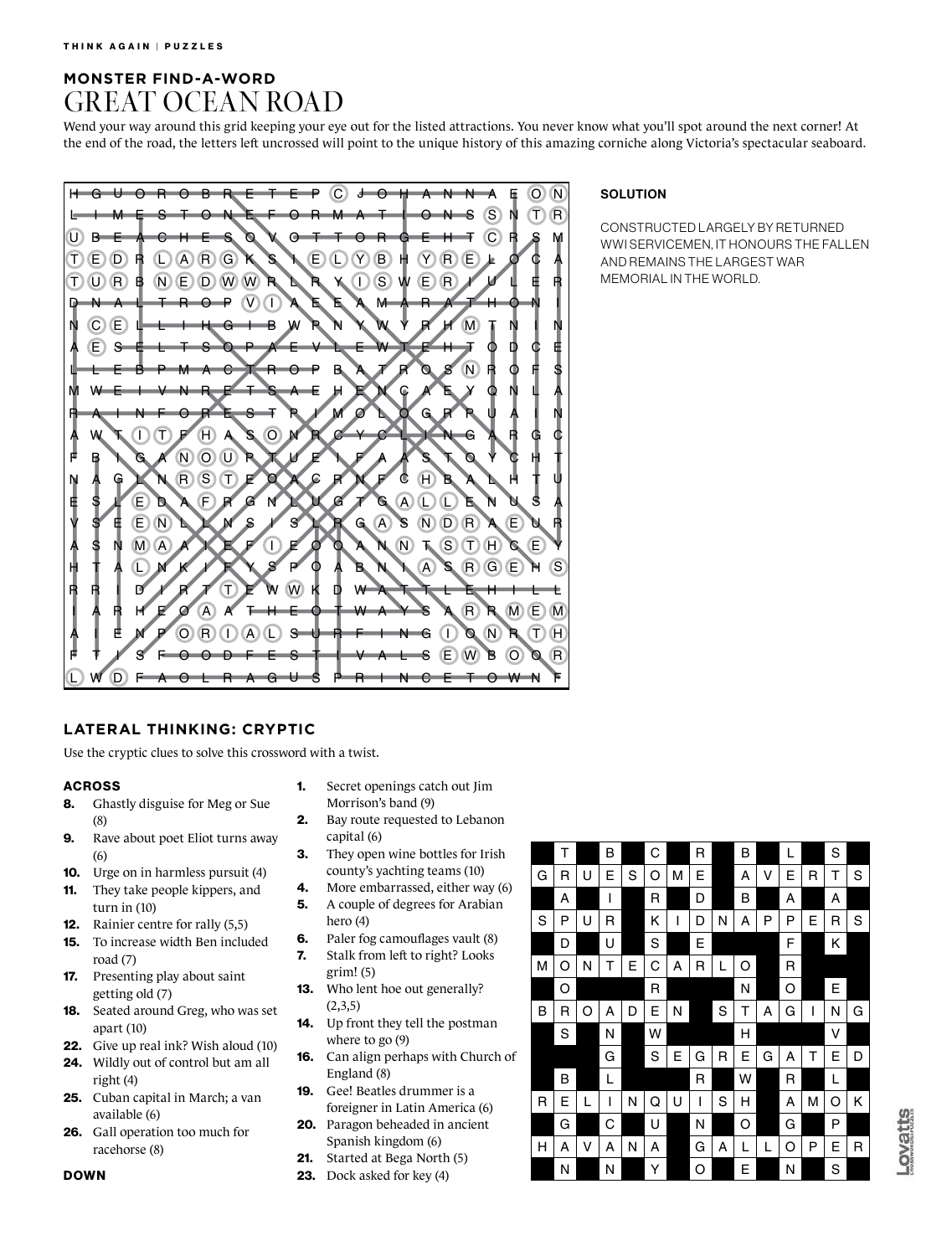# MONSTER FIND-A-WORD

## GREAT OCEAN ROAD

Wend your way around this grid keeping your eye out for the listed attractions. You never know what you'll spot around the next corner! At the end of the road, the letters left uncrossed will point to the unique history of this amazing corniche along Victoria's spectacular seaboard.

| | | | | | | | | | | | | | | | | | | | | | | |
|---|---|---|---|---|---|---|---|---|---|---|---|---|---|---|---|---|---|---|---|---|---|---|
| H | G | U | O | R | O | B | R | E | T | E | P | C | J | O | H | A | N | N | A | E | O | N |
| L | I | M | E | S | T | O | N | E | F | O | R | M | A | T | I | O | N | S | S | N | T | R |
| U | B | E | A | C | H | E | S | O | V | O | T | T | O | R | G | E | H | T | C | R | S | M |
| T | E | D | R | L | A | R | G | K | S | I | E | L | Y | B | H | Y | R | E | L | O | C | A |
| T | U | R | B | N | E | D | W | W | R | L | R | Y | I | S | W | E | R | I | U | L | E | R |
| D | N | A | L | T | R | O | P | V | I | A | E | E | A | M | A | R | A | T | H | O | N | I |
| N | C | E | L | L | I | H | G | I | B | W | R | N | Y | W | Y | R | H | M | T | N | I | N |
| A | E | S | E | L | T | S | O | P | A | E | V | L | E | W | T | E | H | T | O | D | C | E |
| L | L | E | B | P | M | A | C | T | R | O | P | B | A | T | R | O | S | N | R | O | F | S |
| M | W | E | I | V | N | R | E | T | S | A | E | H | E | N | C | A | E | Y | Q | N | L | A |
| R | A | I | N | F | O | R | E | S | T | P | I | M | O | L | O | G | R | P | U | A | I | N |
| A | W | T | I | T | F | H | A | S | O | N | R | C | Y | C | L | I | N | G | A | R | G | C |
| F | B | I | G | A | N | O | U | P | T | U | E | I | F | A | A | S | T | O | Y | C | H | T |
| N | A | G | L | N | R | S | T | E | O | A | C | R | N | F | C | H | B | A | L | H | T | U |
| E | S | L | E | D | A | F | R | G | N | L | U | G | T | G | A | L | L | E | N | U | S | A |
| V | S | E | E | N | L | L | N | S | I | S | L | R | G | A | S | N | D | R | A | E | U | R |
| A | S | N | M | A | A | I | E | F | I | E | O | O | A | N | N | T | S | T | H | C | E | Y |
| H | T | A | L | N | K | I | F | Y | S | P | O | A | B | N | I | A | S | R | G | E | H | S |
| R | R | I | D | I | R | T | T | E | W | W | K | D | W | A | T | T | L | E | H | I | L | L |
| I | A | R | H | E | O | A | A | T | H | E | O | T | W | A | Y | S | A | R | R | M | E | M |
| A | I | E | N | P | O | R | I | A | L | S | U | R | F | I | N | G | I | O | N | R | T | H |
| F | T | I | S | F | O | O | D | F | E | S | T | I | V | A | L | S | E | W | B | O | O | R |
| L | W | D | F | A | O | L | R | A | G | U | S | P | R | I | N | C | E | T | O | W | N | F |

### SOLUTION

CONSTRUCTED LARGELY BY RETURNED WWI SERVICEMEN, IT HONOURS THE FALLEN AND REMAINS THE LARGEST WAR MEMORIAL IN THE WORLD.

## LATERAL THINKING: CRYPTIC

Use the cryptic clues to solve this crossword with a twist.

### ACROSS

- **8.** Ghastly disguise for Meg or Sue (8)
- **9.** Rave about poet Eliot turns away (6)
- **10.** Urge on in harmless pursuit (4)
- **11.** They take people kippers, and turn in (10)
- **12.** Rainier centre for rally (5,5)
- **15.** To increase width Ben included road (7)
- **17.** Presenting play about saint getting old (7)
- **18.** Seated around Greg, who was set apart (10)
- **22.** Give up real ink? Wish aloud (10)
- **24.** Wildly out of control but am all right (4)
- **25.** Cuban capital in March; a van available (6)
- **26.** Gall operation too much for racehorse (8)

### DOWN

- **1.** Secret openings catch out Jim Morrison's band (9)
- **2.** Bay route requested to Lebanon capital (6)
- **3.** They open wine bottles for Irish county's yachting teams (10)
- **4.** More embarrassed, either way (6)
- **5.** A couple of degrees for Arabian hero (4)
- **6.** Paler fog camouflages vault (8)
- **7.** Stalk from left to right? Looks grim! (5)
- **13.** Who lent hoe out generally? (2,3,5)
- **14.** Up front they tell the postman where to go (9)
- **16.** Can align perhaps with Church of England (8)
- **19.** Gee! Beatles drummer is a foreigner in Latin America (6)
- **20.** Paragon beheaded in ancient Spanish kingdom (6)
- **21.** Started at Bega North (5)
- **23.** Dock asked for key (4)

| | | | | | | | | | | | | | | |
|---|---|---|---|---|---|---|---|---|---|---|---|---|---|---|
| | T | | B | | C | | R | | B | | L | | S | |
| G | R | U | E | S | O | M | E | | A | V | E | R | T | S |
| | A | | I | | R | | D | | B | | A | | A | |
| S | P | U | R | | K | I | D | N | A | P | P | E | R | S |
| | D | | U | | S | | E | | | | F | | K | |
| M | O | N | T | E | C | A | R | L | O | | R | | | |
| | O | | | | R | | | | N | | O | | E | |
| B | R | O | A | D | E | N | | S | T | A | G | I | N | G |
| | S | | N | | W | | | | H | | | | V | |
| | | | G | | S | E | G | R | E | G | A | T | E | D |
| | B | | L | | | | R | | W | | R | | L | |
| R | E | L | I | N | Q | U | I | S | H | | A | M | O | K |
| | G | | C | | U | | N | | O | | G | | P | |
| H | A | V | A | N | A | | G | A | L | L | O | P | E | R |
| | N | | N | | Y | | O | | E | | N | | S | |